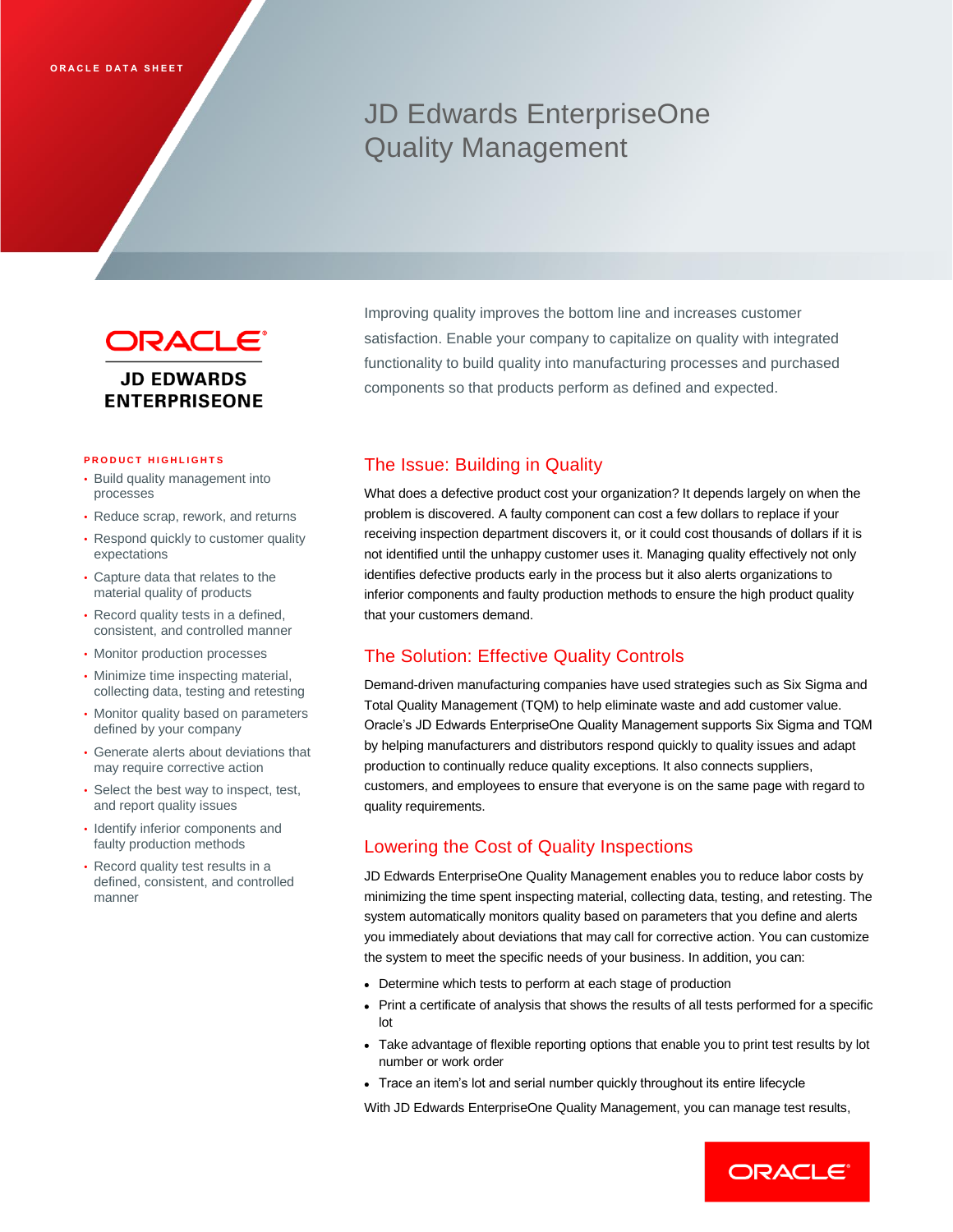ORACLE DATA SHEET

# JD Edwards EnterpriseOne Quality Management

ORACLE
JD EDWARDS ENTERPRISEONE

Improving quality improves the bottom line and increases customer satisfaction. Enable your company to capitalize on quality with integrated functionality to build quality into manufacturing processes and purchased components so that products perform as defined and expected.

**PRODUCT HIGHLIGHTS**

- Build quality management into processes
- Reduce scrap, rework, and returns
- Respond quickly to customer quality expectations
- Capture data that relates to the material quality of products
- Record quality tests in a defined, consistent, and controlled manner
- Monitor production processes
- Minimize time inspecting material, collecting data, testing and retesting
- Monitor quality based on parameters defined by your company
- Generate alerts about deviations that may require corrective action
- Select the best way to inspect, test, and report quality issues
- Identify inferior components and faulty production methods
- Record quality test results in a defined, consistent, and controlled manner

## The Issue: Building in Quality

What does a defective product cost your organization? It depends largely on when the problem is discovered. A faulty component can cost a few dollars to replace if your receiving inspection department discovers it, or it could cost thousands of dollars if it is not identified until the unhappy customer uses it. Managing quality effectively not only identifies defective products early in the process but it also alerts organizations to inferior components and faulty production methods to ensure the high product quality that your customers demand.

## The Solution: Effective Quality Controls

Demand-driven manufacturing companies have used strategies such as Six Sigma and Total Quality Management (TQM) to help eliminate waste and add customer value. Oracle's JD Edwards EnterpriseOne Quality Management supports Six Sigma and TQM by helping manufacturers and distributors respond quickly to quality issues and adapt production to continually reduce quality exceptions. It also connects suppliers, customers, and employees to ensure that everyone is on the same page with regard to quality requirements.

## Lowering the Cost of Quality Inspections

JD Edwards EnterpriseOne Quality Management enables you to reduce labor costs by minimizing the time spent inspecting material, collecting data, testing, and retesting. The system automatically monitors quality based on parameters that you define and alerts you immediately about deviations that may call for corrective action. You can customize the system to meet the specific needs of your business. In addition, you can:

- Determine which tests to perform at each stage of production
- Print a certificate of analysis that shows the results of all tests performed for a specific lot
- Take advantage of flexible reporting options that enable you to print test results by lot number or work order
- Trace an item's lot and serial number quickly throughout its entire lifecycle

With JD Edwards EnterpriseOne Quality Management, you can manage test results,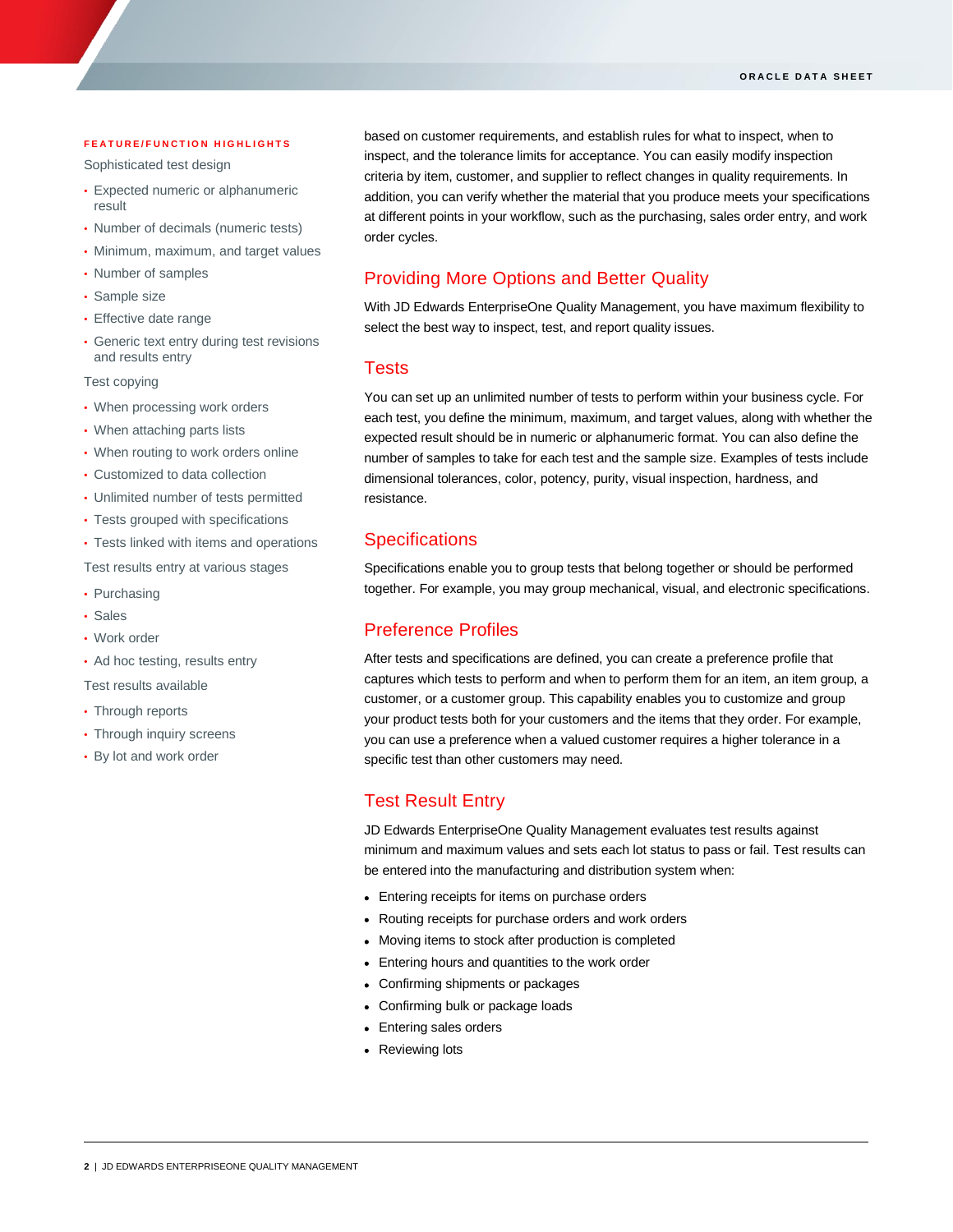### FEATURE/FUNCTION HIGHLIGHTS

Sophisticated test design

- Expected numeric or alphanumeric result
- Number of decimals (numeric tests)
- Minimum, maximum, and target values
- Number of samples
- Sample size
- Effective date range
- Generic text entry during test revisions and results entry

Test copying

- When processing work orders
- When attaching parts lists
- When routing to work orders online
- Customized to data collection
- Unlimited number of tests permitted
- Tests grouped with specifications
- Tests linked with items and operations

Test results entry at various stages

- Purchasing
- Sales
- Work order
- Ad hoc testing, results entry

Test results available

- Through reports
- Through inquiry screens
- By lot and work order

based on customer requirements, and establish rules for what to inspect, when to inspect, and the tolerance limits for acceptance. You can easily modify inspection criteria by item, customer, and supplier to reflect changes in quality requirements. In addition, you can verify whether the material that you produce meets your specifications at different points in your workflow, such as the purchasing, sales order entry, and work order cycles.

## Providing More Options and Better Quality

With JD Edwards EnterpriseOne Quality Management, you have maximum flexibility to select the best way to inspect, test, and report quality issues.

## Tests

You can set up an unlimited number of tests to perform within your business cycle. For each test, you define the minimum, maximum, and target values, along with whether the expected result should be in numeric or alphanumeric format. You can also define the number of samples to take for each test and the sample size. Examples of tests include dimensional tolerances, color, potency, purity, visual inspection, hardness, and resistance.

## Specifications

Specifications enable you to group tests that belong together or should be performed together. For example, you may group mechanical, visual, and electronic specifications.

## Preference Profiles

After tests and specifications are defined, you can create a preference profile that captures which tests to perform and when to perform them for an item, an item group, a customer, or a customer group. This capability enables you to customize and group your product tests both for your customers and the items that they order. For example, you can use a preference when a valued customer requires a higher tolerance in a specific test than other customers may need.

## Test Result Entry

JD Edwards EnterpriseOne Quality Management evaluates test results against minimum and maximum values and sets each lot status to pass or fail. Test results can be entered into the manufacturing and distribution system when:

- Entering receipts for items on purchase orders
- Routing receipts for purchase orders and work orders
- Moving items to stock after production is completed
- Entering hours and quantities to the work order
- Confirming shipments or packages
- Confirming bulk or package loads
- Entering sales orders
- Reviewing lots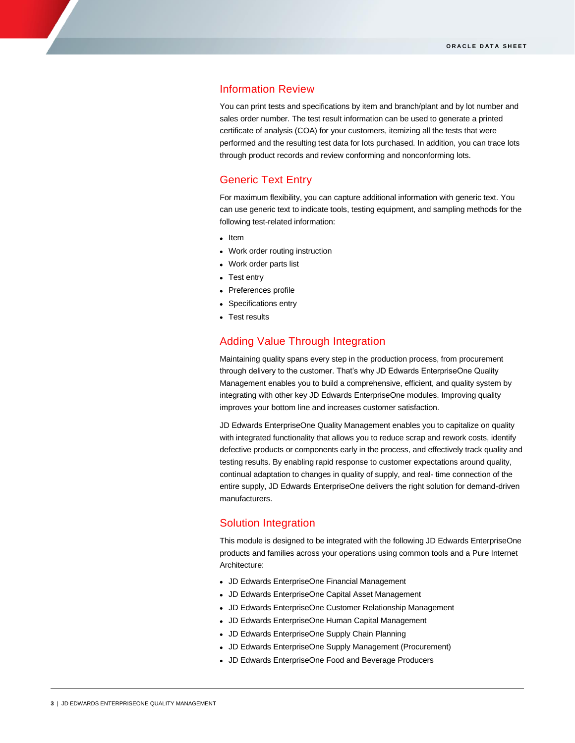## Information Review

You can print tests and specifications by item and branch/plant and by lot number and sales order number. The test result information can be used to generate a printed certificate of analysis (COA) for your customers, itemizing all the tests that were performed and the resulting test data for lots purchased. In addition, you can trace lots through product records and review conforming and nonconforming lots.

## Generic Text Entry

For maximum flexibility, you can capture additional information with generic text. You can use generic text to indicate tools, testing equipment, and sampling methods for the following test-related information:

- Item
- Work order routing instruction
- Work order parts list
- Test entry
- Preferences profile
- Specifications entry
- Test results

## Adding Value Through Integration

Maintaining quality spans every step in the production process, from procurement through delivery to the customer. That's why JD Edwards EnterpriseOne Quality Management enables you to build a comprehensive, efficient, and quality system by integrating with other key JD Edwards EnterpriseOne modules. Improving quality improves your bottom line and increases customer satisfaction.

JD Edwards EnterpriseOne Quality Management enables you to capitalize on quality with integrated functionality that allows you to reduce scrap and rework costs, identify defective products or components early in the process, and effectively track quality and testing results. By enabling rapid response to customer expectations around quality, continual adaptation to changes in quality of supply, and real- time connection of the entire supply, JD Edwards EnterpriseOne delivers the right solution for demand-driven manufacturers.

## Solution Integration

This module is designed to be integrated with the following JD Edwards EnterpriseOne products and families across your operations using common tools and a Pure Internet Architecture:

- JD Edwards EnterpriseOne Financial Management
- JD Edwards EnterpriseOne Capital Asset Management
- JD Edwards EnterpriseOne Customer Relationship Management
- JD Edwards EnterpriseOne Human Capital Management
- JD Edwards EnterpriseOne Supply Chain Planning
- JD Edwards EnterpriseOne Supply Management (Procurement)
- JD Edwards EnterpriseOne Food and Beverage Producers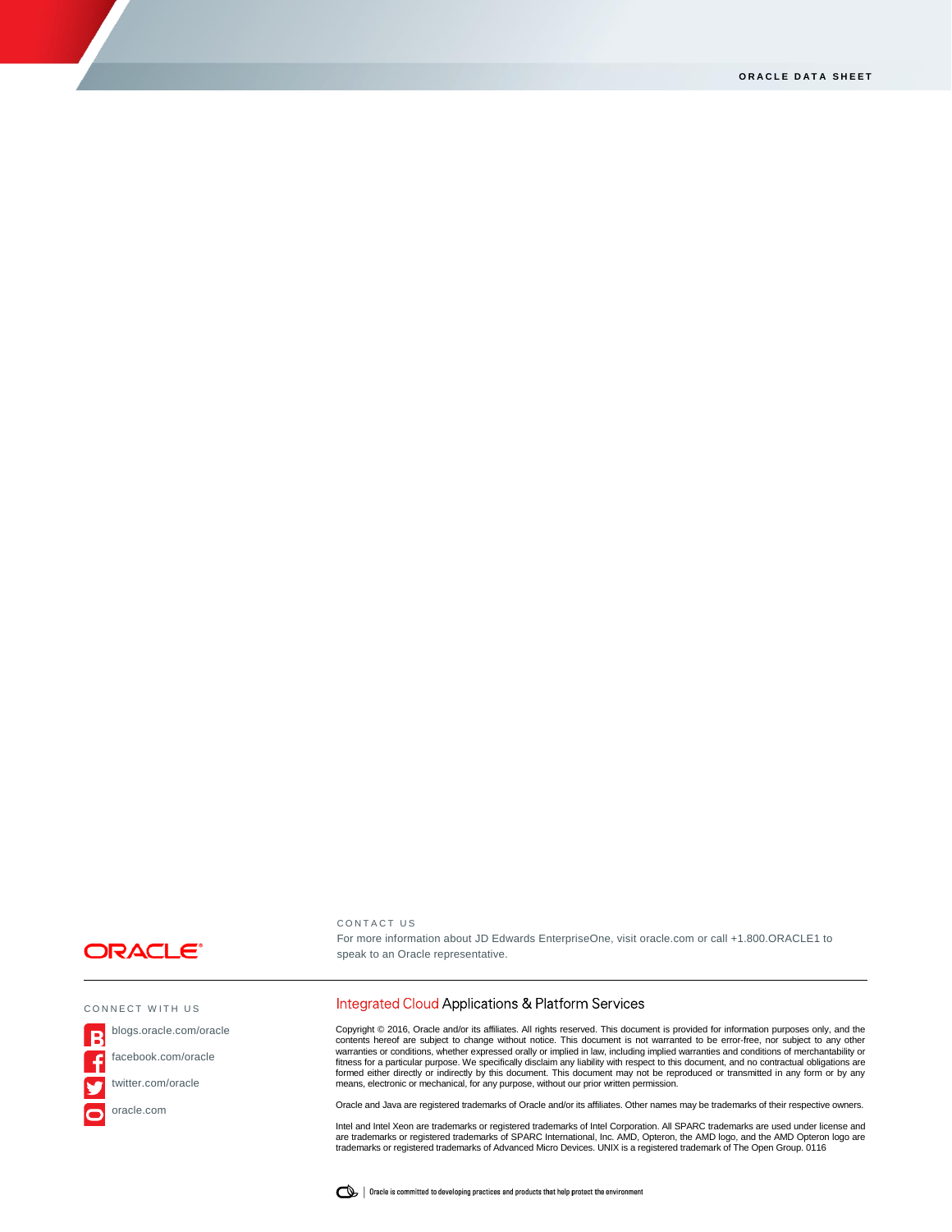CONTACT US

For more information about JD Edwards EnterpriseOne, visit oracle.com or call +1.800.ORACLE1 to speak to an Oracle representative.

CONNECT WITH US

- blogs.oracle.com/oracle
- facebook.com/oracle
- twitter.com/oracle
- oracle.com

Integrated Cloud Applications & Platform Services

Copyright © 2016, Oracle and/or its affiliates. All rights reserved. This document is provided for information purposes only, and the contents hereof are subject to change without notice. This document is not warranted to be error-free, nor subject to any other warranties or conditions, whether expressed orally or implied in law, including implied warranties and conditions of merchantability or fitness for a particular purpose. We specifically disclaim any liability with respect to this document, and no contractual obligations are formed either directly or indirectly by this document. This document may not be reproduced or transmitted in any form or by any means, electronic or mechanical, for any purpose, without our prior written permission.

Oracle and Java are registered trademarks of Oracle and/or its affiliates. Other names may be trademarks of their respective owners.

Intel and Intel Xeon are trademarks or registered trademarks of Intel Corporation. All SPARC trademarks are used under license and are trademarks or registered trademarks of SPARC International, Inc. AMD, Opteron, the AMD logo, and the AMD Opteron logo are trademarks or registered trademarks of Advanced Micro Devices. UNIX is a registered trademark of The Open Group. 0116

Oracle is committed to developing practices and products that help protect the environment